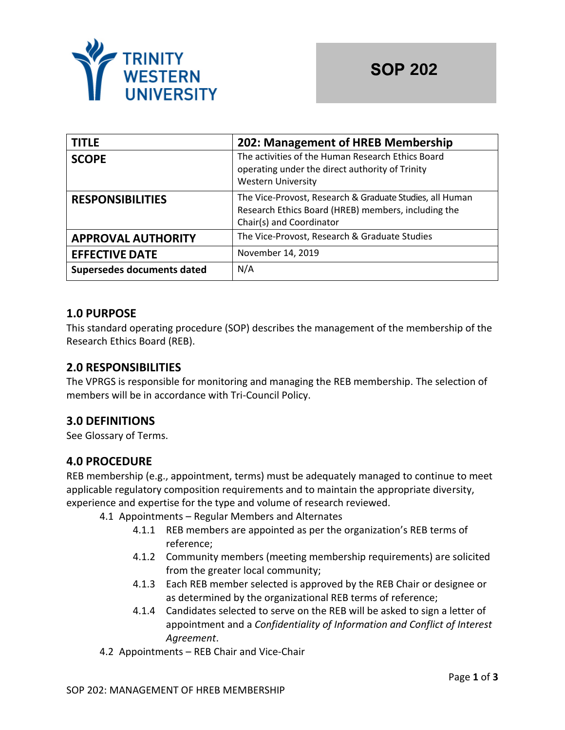Trinity Western University

# SOP 202

| TITLE | 202: Management of HREB Membership |
|---|---|
| SCOPE | The activities of the Human Research Ethics Board operating under the direct authority of Trinity Western University |
| RESPONSIBILITIES | The Vice-Provost, Research & Graduate Studies, all Human Research Ethics Board (HREB) members, including the Chair(s) and Coordinator |
| APPROVAL AUTHORITY | The Vice-Provost, Research & Graduate Studies |
| EFFECTIVE DATE | November 14, 2019 |
| Supersedes documents dated | N/A |

## 1.0 PURPOSE

This standard operating procedure (SOP) describes the management of the membership of the Research Ethics Board (REB).

## 2.0 RESPONSIBILITIES

The VPRGS is responsible for monitoring and managing the REB membership. The selection of members will be in accordance with Tri-Council Policy.

## 3.0 DEFINITIONS

See Glossary of Terms.

## 4.0 PROCEDURE

REB membership (e.g., appointment, terms) must be adequately managed to continue to meet applicable regulatory composition requirements and to maintain the appropriate diversity, experience and expertise for the type and volume of research reviewed.

4.1 Appointments – Regular Members and Alternates

- 4.1.1 REB members are appointed as per the organization's REB terms of reference;
- 4.1.2 Community members (meeting membership requirements) are solicited from the greater local community;
- 4.1.3 Each REB member selected is approved by the REB Chair or designee or as determined by the organizational REB terms of reference;
- 4.1.4 Candidates selected to serve on the REB will be asked to sign a letter of appointment and a *Confidentiality of Information and Conflict of Interest Agreement*.

4.2 Appointments – REB Chair and Vice-Chair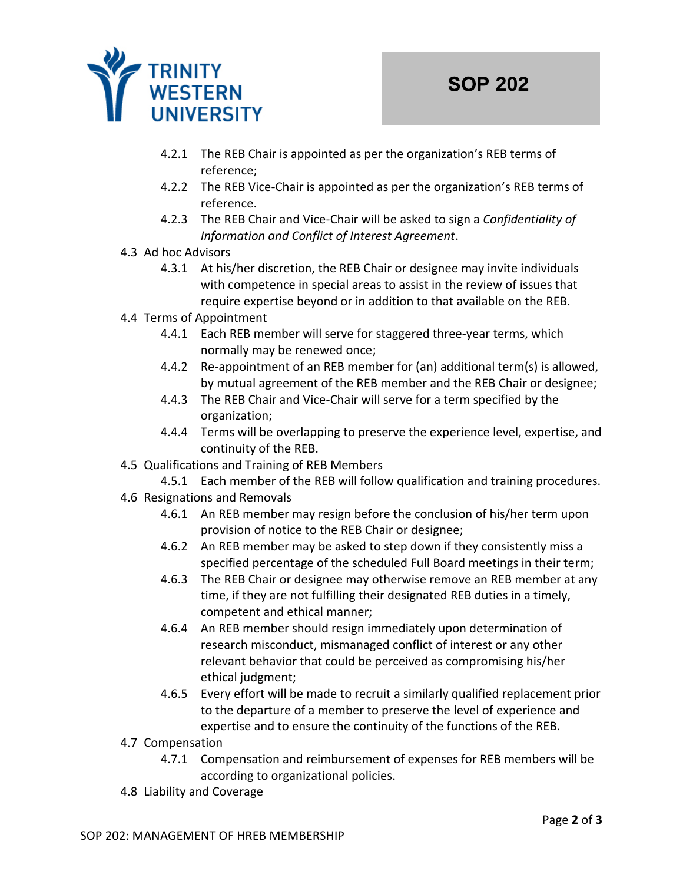- 4.2.1 The REB Chair is appointed as per the organization's REB terms of reference;
- 4.2.2 The REB Vice-Chair is appointed as per the organization's REB terms of reference.
- 4.2.3 The REB Chair and Vice-Chair will be asked to sign a *Confidentiality of Information and Conflict of Interest Agreement*.

4.3 Ad hoc Advisors

- 4.3.1 At his/her discretion, the REB Chair or designee may invite individuals with competence in special areas to assist in the review of issues that require expertise beyond or in addition to that available on the REB.

4.4 Terms of Appointment

- 4.4.1 Each REB member will serve for staggered three-year terms, which normally may be renewed once;
- 4.4.2 Re-appointment of an REB member for (an) additional term(s) is allowed, by mutual agreement of the REB member and the REB Chair or designee;
- 4.4.3 The REB Chair and Vice-Chair will serve for a term specified by the organization;
- 4.4.4 Terms will be overlapping to preserve the experience level, expertise, and continuity of the REB.

4.5 Qualifications and Training of REB Members

- 4.5.1 Each member of the REB will follow qualification and training procedures.

4.6 Resignations and Removals

- 4.6.1 An REB member may resign before the conclusion of his/her term upon provision of notice to the REB Chair or designee;
- 4.6.2 An REB member may be asked to step down if they consistently miss a specified percentage of the scheduled Full Board meetings in their term;
- 4.6.3 The REB Chair or designee may otherwise remove an REB member at any time, if they are not fulfilling their designated REB duties in a timely, competent and ethical manner;
- 4.6.4 An REB member should resign immediately upon determination of research misconduct, mismanaged conflict of interest or any other relevant behavior that could be perceived as compromising his/her ethical judgment;
- 4.6.5 Every effort will be made to recruit a similarly qualified replacement prior to the departure of a member to preserve the level of experience and expertise and to ensure the continuity of the functions of the REB.

4.7 Compensation

- 4.7.1 Compensation and reimbursement of expenses for REB members will be according to organizational policies.

4.8 Liability and Coverage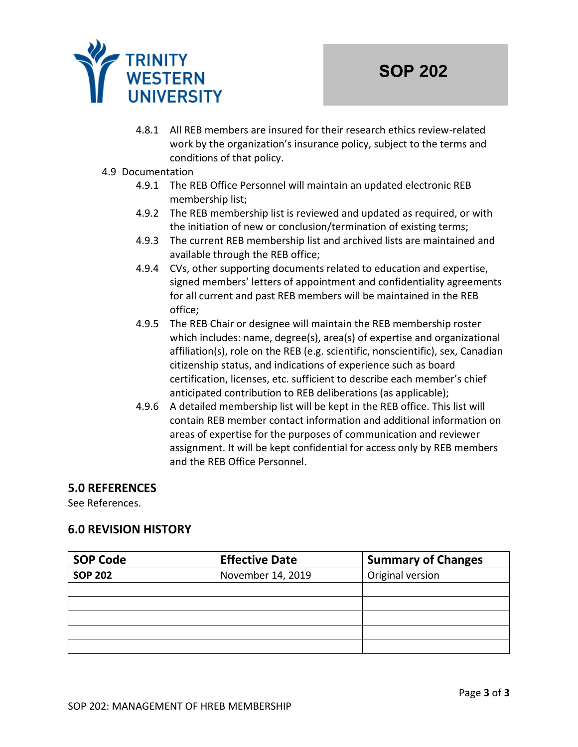4.8.1 All REB members are insured for their research ethics review-related work by the organization's insurance policy, subject to the terms and conditions of that policy.

4.9 Documentation

4.9.1 The REB Office Personnel will maintain an updated electronic REB membership list;

4.9.2 The REB membership list is reviewed and updated as required, or with the initiation of new or conclusion/termination of existing terms;

4.9.3 The current REB membership list and archived lists are maintained and available through the REB office;

4.9.4 CVs, other supporting documents related to education and expertise, signed members' letters of appointment and confidentiality agreements for all current and past REB members will be maintained in the REB office;

4.9.5 The REB Chair or designee will maintain the REB membership roster which includes: name, degree(s), area(s) of expertise and organizational affiliation(s), role on the REB (e.g. scientific, nonscientific), sex, Canadian citizenship status, and indications of experience such as board certification, licenses, etc. sufficient to describe each member's chief anticipated contribution to REB deliberations (as applicable);

4.9.6 A detailed membership list will be kept in the REB office. This list will contain REB member contact information and additional information on areas of expertise for the purposes of communication and reviewer assignment. It will be kept confidential for access only by REB members and the REB Office Personnel.

## 5.0 REFERENCES

See References.

## 6.0 REVISION HISTORY

| SOP Code | Effective Date | Summary of Changes |
|---|---|---|
| **SOP 202** | November 14, 2019 | Original version |
| | | |
| | | |
| | | |
| | | |
| | | |